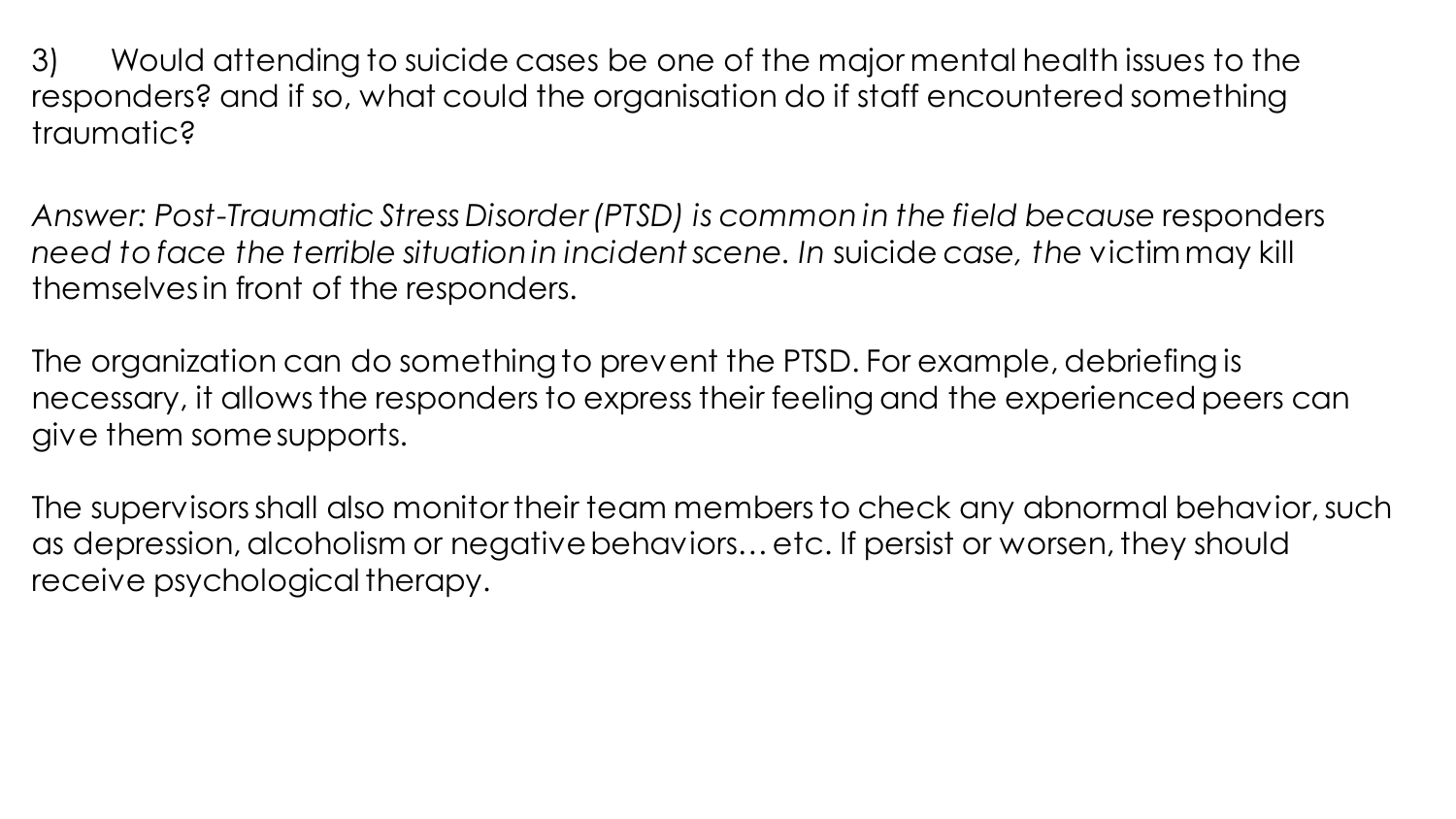3) Would attending to suicide cases be one of the major mental health issues to the responders? and if so, what could the organisation do if staff encountered something traumatic?

*Answer: Post-Traumatic Stress Disorder (PTSD) is common in the field because* responders *need to face the terrible situation in incident scene. In* suicide *case, the* victim may kill themselves in front of the responders.

The organization can do something to prevent the PTSD. For example, debriefing is necessary, it allows the responders to express their feeling and the experienced peers can give them some supports.

The supervisors shall also monitor their team members to check any abnormal behavior, such as depression, alcoholism or negative behaviors… etc. If persist or worsen, they should receive psychological therapy.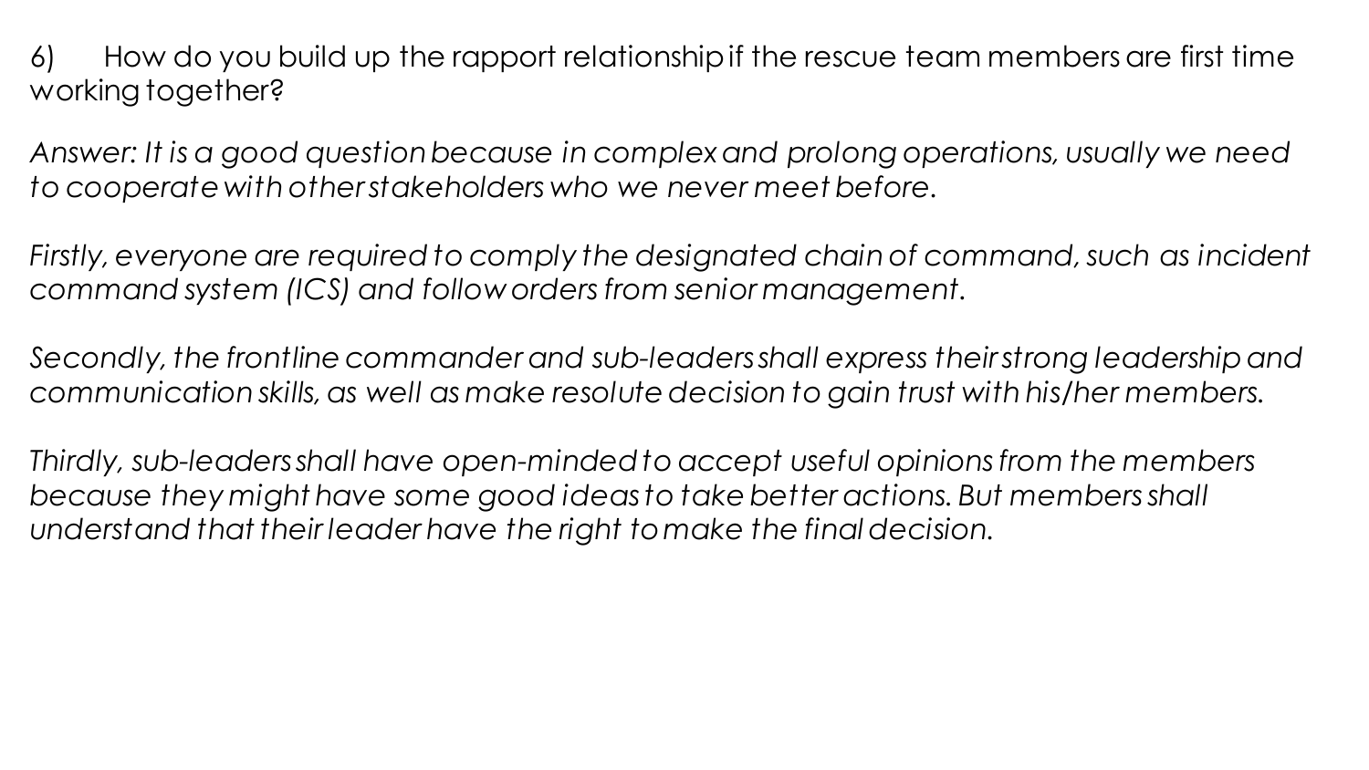6) How do you build up the rapport relationship if the rescue team members are first time working together?

*Answer: It is a good question because in complex and prolong operations, usually we need to cooperate with other stakeholders who we never meet before.*

*Firstly, everyone are required to comply the designated chain of command, such as incident command system (ICS) and follow orders from senior management.*

*Secondly, the frontline commander and sub-leaders shall express their strong leadership and communication skills, as well as make resolute decision to gain trust with his/her members.*

*Thirdly, sub-leaders shall have open-minded to accept useful opinions from the members because they might have some good ideas to take better actions. But members shall understand that their leader have the right to make the final decision.*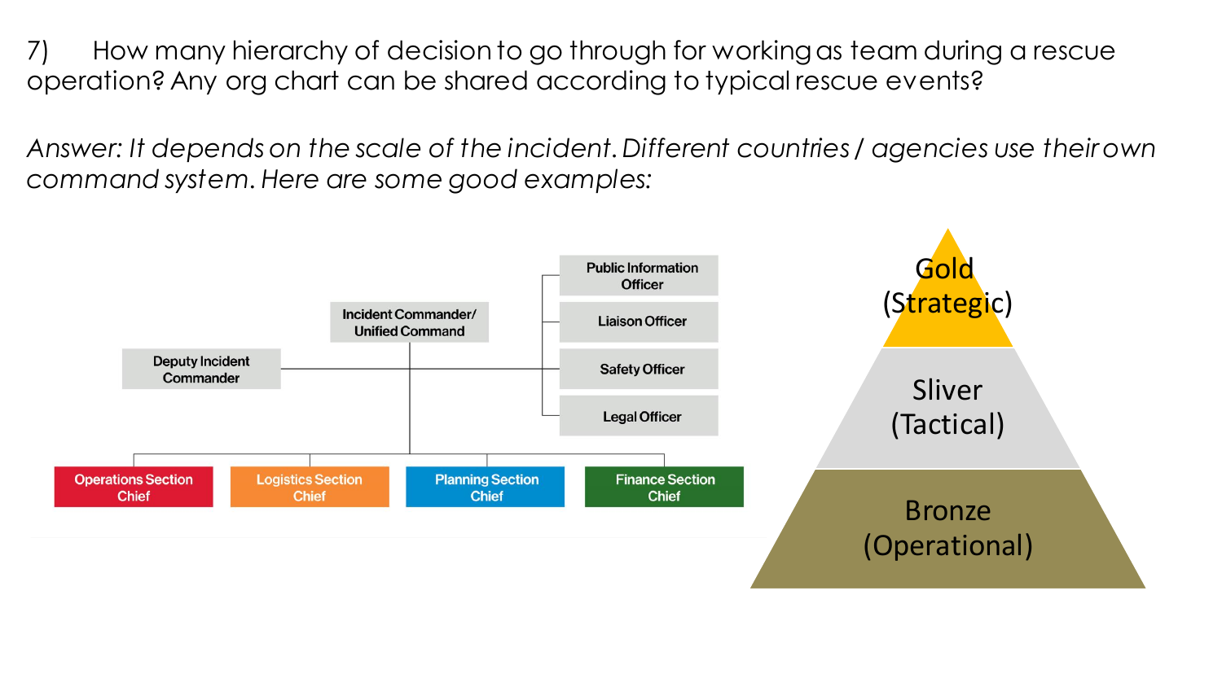7) How many hierarchy of decision to go through for working as team during a rescue operation? Any org chart can be shared according to typical rescue events?

*Answer: It depends on the scale of the incident. Different countries / agencies use their own command system. Here are some good examples:*

- Incident Commander/ Unified Command
  - Deputy Incident Commander
  - Public Information Officer
  - Liaison Officer
  - Safety Officer
  - Legal Officer
  - Operations Section Chief
  - Logistics Section Chief
  - Planning Section Chief
  - Finance Section Chief

Gold (Strategic)

Sliver (Tactical)

Bronze (Operational)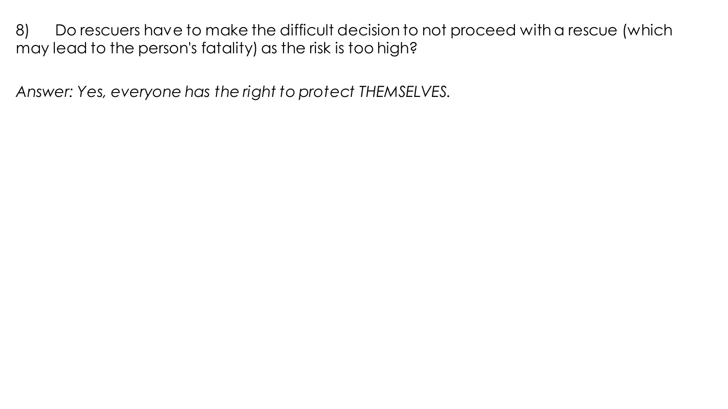8) Do rescuers have to make the difficult decision to not proceed with a rescue (which may lead to the person's fatality) as the risk is too high?

*Answer: Yes, everyone has the right to protect THEMSELVES.*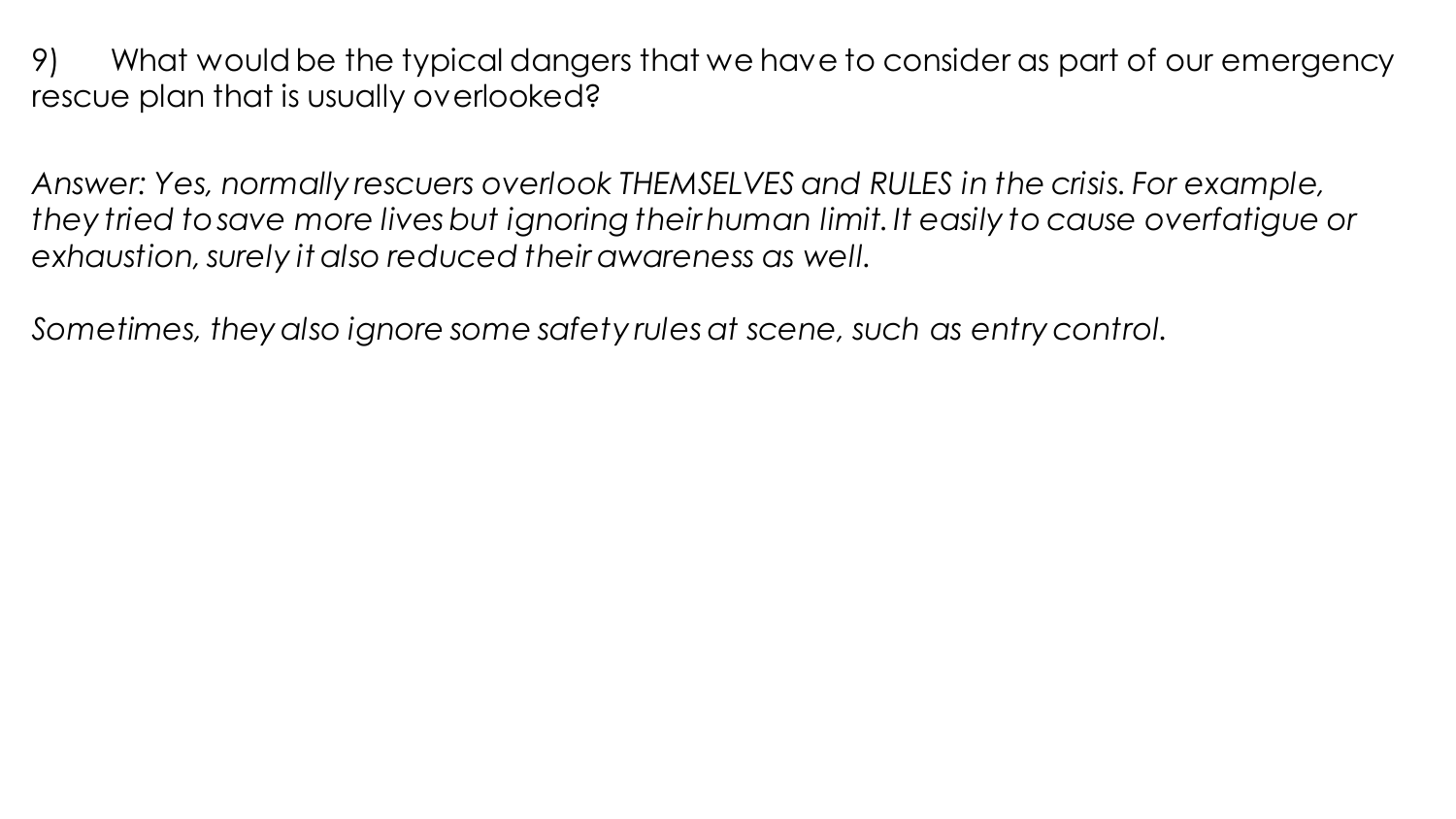9) What would be the typical dangers that we have to consider as part of our emergency rescue plan that is usually overlooked?

*Answer: Yes, normally rescuers overlook THEMSELVES and RULES in the crisis. For example, they tried to save more lives but ignoring their human limit. It easily to cause overfatigue or exhaustion, surely it also reduced their awareness as well.*

*Sometimes, they also ignore some safety rules at scene, such as entry control.*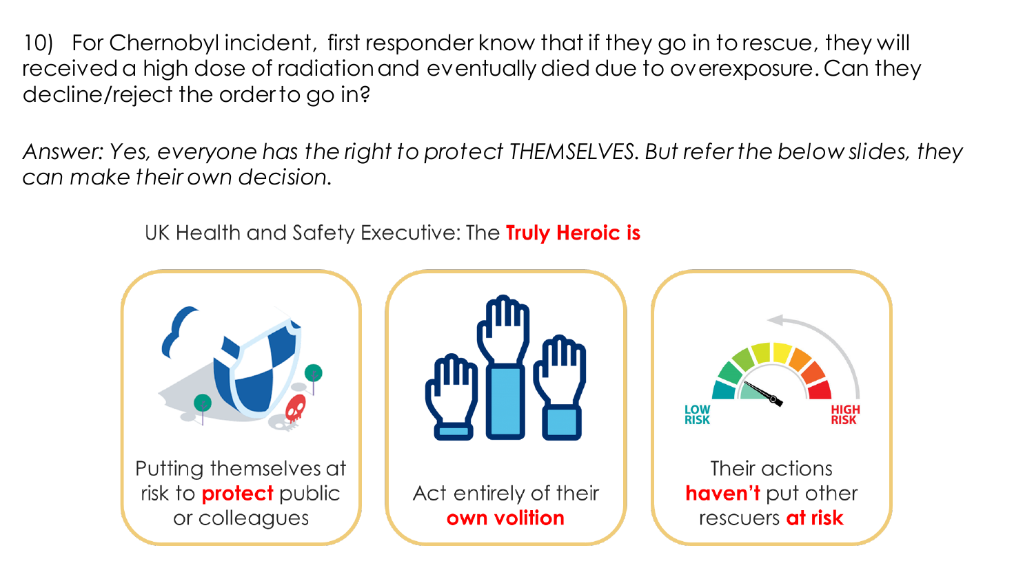10) For Chernobyl incident, first responder know that if they go in to rescue, they will received a high dose of radiation and eventually died due to overexposure. Can they decline/reject the order to go in?

*Answer: Yes, everyone has the right to protect THEMSELVES. But refer the below slides, they can make their own decision.*

UK Health and Safety Executive: The **Truly Heroic is**

- Putting themselves at risk to **protect** public or colleagues
- Act entirely of their **own volition**
- Their actions **haven't** put other rescuers **at risk**

LOW RISK — HIGH RISK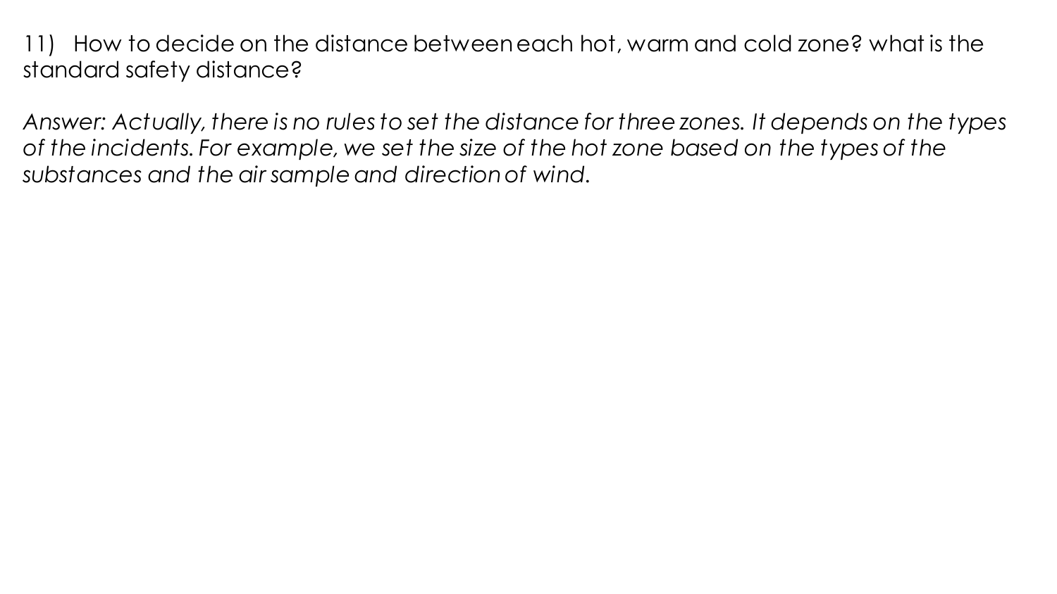11) How to decide on the distance between each hot, warm and cold zone? what is the standard safety distance?

*Answer: Actually, there is no rules to set the distance for three zones. It depends on the types of the incidents. For example, we set the size of the hot zone based on the types of the substances and the air sample and direction of wind.*